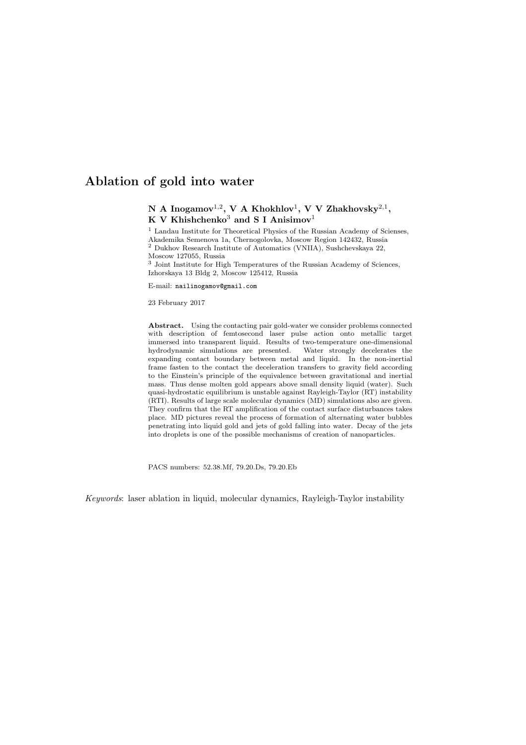# Ablation of gold into water

**N A Inogamov[1,2], V A Khokhlov[1], V V Zhakhovsky[2,1], K V Khishchenko[3] and S I Anisimov[1]**

[1] Landau Institute for Theoretical Physics of the Russian Academy of Scienses, Akademika Semenova 1a, Chernogolovka, Moscow Region 142432, Russia
[2] Dukhov Research Institute of Automatics (VNIIA), Sushchevskaya 22, Moscow 127055, Russia
[3] Joint Institute for High Temperatures of the Russian Academy of Sciences, Izhorskaya 13 Bldg 2, Moscow 125412, Russia

E-mail: nailinogamov@gmail.com

23 February 2017

**Abstract.** Using the contacting pair gold-water we consider problems connected with description of femtosecond laser pulse action onto metallic target immersed into transparent liquid. Results of two-temperature one-dimensional hydrodynamic simulations are presented. Water strongly decelerates the expanding contact boundary between metal and liquid. In the non-inertial frame fasten to the contact the deceleration transfers to gravity field according to the Einstein's principle of the equivalence between gravitational and inertial mass. Thus dense molten gold appears above small density liquid (water). Such quasi-hydrostatic equilibrium is unstable against Rayleigh-Taylor (RT) instability (RTI). Results of large scale molecular dynamics (MD) simulations also are given. They confirm that the RT amplification of the contact surface disturbances takes place. MD pictures reveal the process of formation of alternating water bubbles penetrating into liquid gold and jets of gold falling into water. Decay of the jets into droplets is one of the possible mechanisms of creation of nanoparticles.

PACS numbers: 52.38.Mf, 79.20.Ds, 79.20.Eb

*Keywords*: laser ablation in liquid, molecular dynamics, Rayleigh-Taylor instability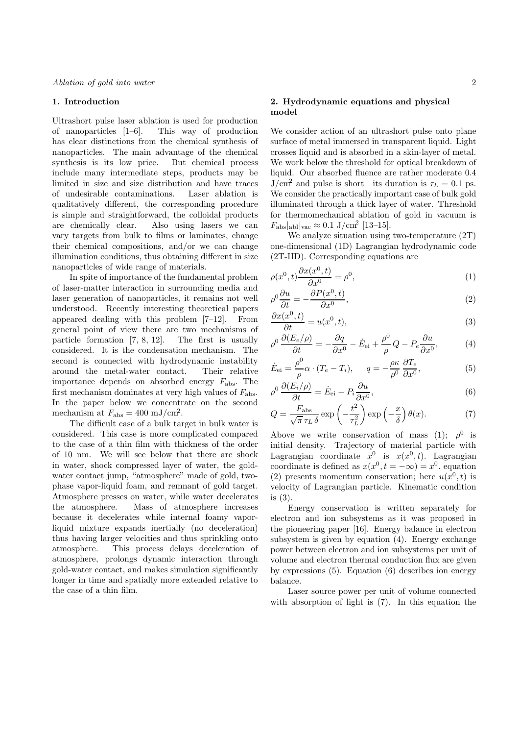## 1. Introduction

Ultrashort pulse laser ablation is used for production of nanoparticles [1–6]. This way of production has clear distinctions from the chemical synthesis of nanoparticles. The main advantage of the chemical synthesis is its low price. But chemical process include many intermediate steps, products may be limited in size and size distribution and have traces of undesirable contaminations. Laser ablation is qualitatively different, the corresponding procedure is simple and straightforward, the colloidal products are chemically clear. Also using lasers we can vary targets from bulk to films or laminates, change their chemical compositions, and/or we can change illumination conditions, thus obtaining different in size nanoparticles of wide range of materials.

In spite of importance of the fundamental problem of laser-matter interaction in surrounding media and laser generation of nanoparticles, it remains not well understood. Recently interesting theoretical papers appeared dealing with this problem [7–12]. From general point of view there are two mechanisms of particle formation [7, 8, 12]. The first is usually considered. It is the condensation mechanism. The second is connected with hydrodynamic instability around the metal-water contact. Their relative importance depends on absorbed energy $F_{\rm abs}$. The first mechanism dominates at very high values of $F_{\rm abs}$. In the paper below we concentrate on the second mechanism at $F_{\rm abs} = 400$ mJ/cm$^2$.

The difficult case of a bulk target in bulk water is considered. This case is more complicated compared to the case of a thin film with thickness of the order of 10 nm. We will see below that there are shock in water, shock compressed layer of water, the gold-water contact jump, "atmosphere" made of gold, two-phase vapor-liquid foam, and remnant of gold target. Atmosphere presses on water, while water decelerates the atmosphere. Mass of atmosphere increases because it decelerates while internal foamy vapor-liquid mixture expands inertially (no deceleration) thus having larger velocities and thus sprinkling onto atmosphere. This process delays deceleration of atmosphere, prolongs dynamic interaction through gold-water contact, and makes simulation significantly longer in time and spatially more extended relative to the case of a thin film.

## 2. Hydrodynamic equations and physical model

We consider action of an ultrashort pulse onto plane surface of metal immersed in transparent liquid. Light crosses liquid and is absorbed in a skin-layer of metal. We work below the threshold for optical breakdown of liquid. Our absorbed fluence are rather moderate 0.4 J/cm$^2$ and pulse is short—its duration is $\tau_L = 0.1$ ps. We consider the practically important case of bulk gold illuminated through a thick layer of water. Threshold for thermomechanical ablation of gold in vacuum is $F_{\rm abs}|_{\rm abl}|_{\rm vac} \approx 0.1$ J/cm$^2$ [13–15].

We analyze situation using two-temperature (2T) one-dimensional (1D) Lagrangian hydrodynamic code (2T-HD). Corresponding equations are

$$\rho(x^0,t)\frac{\partial x(x^0,t)}{\partial x^0} = \rho^0, \tag{1}$$

$$\rho^0\frac{\partial u}{\partial t} = -\frac{\partial P(x^0,t)}{\partial x^0}, \tag{2}$$

$$\frac{\partial x(x^0,t)}{\partial t} = u(x^0,t), \tag{3}$$

$$\rho^0\,\frac{\partial(E_e/\rho)}{\partial t} = -\frac{\partial q}{\partial x^0} - \dot{E}_{\rm ei} + \frac{\rho^0}{\rho}\,Q - P_e\frac{\partial u}{\partial x^0}, \tag{4}$$

$$\dot{E}_{\rm ei} = \frac{\rho^0}{\rho}\alpha\cdot(T_e - T_i), \qquad q = -\frac{\rho\kappa}{\rho^0}\,\frac{\partial T_e}{\partial x^0}, \tag{5}$$

$$\rho^0\,\frac{\partial(E_i/\rho)}{\partial t} = \dot{E}_{\rm ei} - P_i\frac{\partial u}{\partial x^0}, \tag{6}$$

$$Q = \frac{F_{\rm abs}}{\sqrt{\pi}\,\tau_L\,\delta}\exp\left(-\frac{t^2}{\tau_L^2}\right)\exp\left(-\frac{x}{\delta}\right)\theta(x). \tag{7}$$

Above we write conservation of mass (1); $\rho^0$ is initial density. Trajectory of material particle with Lagrangian coordinate $x^0$ is $x(x^0,t)$. Lagrangian coordinate is defined as $x(x^0, t = -\infty) = x^0$. equation (2) presents momentum conservation; here $u(x^0,t)$ is velocity of Lagrangian particle. Kinematic condition is (3).

Energy conservation is written separately for electron and ion subsystems as it was proposed in the pioneering paper [16]. Energy balance in electron subsystem is given by equation (4). Energy exchange power between electron and ion subsystems per unit of volume and electron thermal conduction flux are given by expressions (5). Equation (6) describes ion energy balance.

Laser source power per unit of volume connected with absorption of light is (7). In this equation the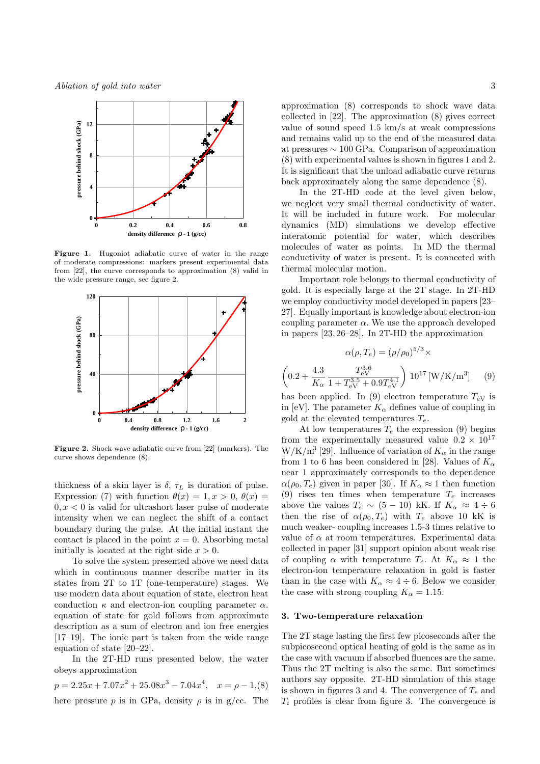Figure 1. Hugoniot adiabatic curve of water in the range of moderate compressions: markers present experimental data from [22], the curve corresponds to approximation (8) valid in the wide pressure range, see figure 2.

Figure 2. Shock wave adiabatic curve from [22] (markers). The curve shows dependence (8).

thickness of a skin layer is $\delta$, $\tau_L$ is duration of pulse. Expression (7) with function $\theta(x) = 1, x > 0$, $\theta(x) = 0, x < 0$ is valid for ultrashort laser pulse of moderate intensity when we can neglect the shift of a contact boundary during the pulse. At the initial instant the contact is placed in the point $x = 0$. Absorbing metal initially is located at the right side $x > 0$.

To solve the system presented above we need data which in continuous manner describe matter in its states from 2T to 1T (one-temperature) stages. We use modern data about equation of state, electron heat conduction $\kappa$ and electron-ion coupling parameter $\alpha$. equation of state for gold follows from approximate description as a sum of electron and ion free energies [17–19]. The ionic part is taken from the wide range equation of state [20–22].

In the 2T-HD runs presented below, the water obeys approximation

$$p = 2.25x + 7.07x^2 + 25.08x^3 - 7.04x^4, \quad x = \rho - 1, \tag{8}$$

here pressure $p$ is in GPa, density $\rho$ is in g/cc. The approximation (8) corresponds to shock wave data collected in [22]. The approximation (8) gives correct value of sound speed 1.5 km/s at weak compressions and remains valid up to the end of the measured data at pressures $\sim 100$ GPa. Comparison of approximation (8) with experimental values is shown in figures 1 and 2. It is significant that the unload adiabatic curve returns back approximately along the same dependence (8).

In the 2T-HD code at the level given below, we neglect very small thermal conductivity of water. It will be included in future work. For molecular dynamics (MD) simulations we develop effective interatomic potential for water, which describes molecules of water as points. In MD the thermal conductivity of water is present. It is connected with thermal molecular motion.

Important role belongs to thermal conductivity of gold. It is especially large at the 2T stage. In 2T-HD we employ conductivity model developed in papers [23–27]. Equally important is knowledge about electron-ion coupling parameter $\alpha$. We use the approach developed in papers [23, 26–28]. In 2T-HD the approximation

$$\alpha(\rho, T_e) = (\rho/\rho_0)^{5/3} \times \left(0.2 + \frac{4.3}{K_\alpha} \frac{T_{\rm eV}^{3.6}}{1 + T_{\rm eV}^{3.5} + 0.9T_{\rm eV}^{4.1}}\right) 10^{17}\,[\mathrm{W/K/m^3}] \tag{9}$$

has been applied. In (9) electron temperature $T_{\rm eV}$ is in [eV]. The parameter $K_\alpha$ defines value of coupling in gold at the elevated temperatures $T_e$.

At low temperatures $T_e$ the expression (9) begins from the experimentally measured value $0.2 \times 10^{17}$ W/K/m$^3$ [29]. Influence of variation of $K_\alpha$ in the range from 1 to 6 has been considered in [28]. Values of $K_\alpha$ near 1 approximately corresponds to the dependence $\alpha(\rho_0, T_e)$ given in paper [30]. If $K_\alpha \approx 1$ then function (9) rises ten times when temperature $T_e$ increases above the values $T_e \sim (5 - 10)$ kK. If $K_\alpha \approx 4 \div 6$ then the rise of $\alpha(\rho_0, T_e)$ with $T_e$ above 10 kK is much weaker- coupling increases 1.5-3 times relative to value of $\alpha$ at room temperatures. Experimental data collected in paper [31] support opinion about weak rise of coupling $\alpha$ with temperature $T_e$. At $K_\alpha \approx 1$ the electron-ion temperature relaxation in gold is faster than in the case with $K_\alpha \approx 4 \div 6$. Below we consider the case with strong coupling $K_\alpha = 1.15$.

## 3. Two-temperature relaxation

The 2T stage lasting the first few picoseconds after the subpicosecond optical heating of gold is the same as in the case with vacuum if absorbed fluences are the same. Thus the 2T melting is also the same. But sometimes authors say opposite. 2T-HD simulation of this stage is shown in figures 3 and 4. The convergence of $T_e$ and $T_i$ profiles is clear from figure 3. The convergence is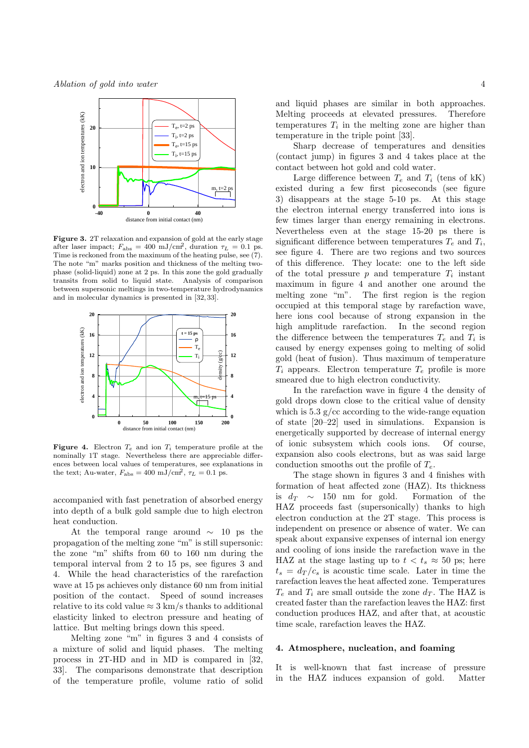**Figure 3.** 2T relaxation and expansion of gold at the early stage after laser impact; $F_{\rm abs} = 400$ mJ/cm$^2$, duration $\tau_L = 0.1$ ps. Time is reckoned from the maximum of the heating pulse, see (7). The note "m" marks position and thickness of the melting two-phase (solid-liquid) zone at 2 ps. In this zone the gold gradually transits from solid to liquid state. Analysis of comparison between supersonic meltings in two-temperature hydrodynamics and in molecular dynamics is presented in [32, 33].

**Figure 4.** Electron $T_e$ and ion $T_i$ temperature profile at the nominally 1T stage. Nevertheless there are appreciable differences between local values of temperatures, see explanations in the text; Au-water, $F_{\rm abs} = 400$ mJ/cm$^2$, $\tau_L = 0.1$ ps.

accompanied with fast penetration of absorbed energy into depth of a bulk gold sample due to high electron heat conduction.

At the temporal range around $\sim$ 10 ps the propagation of the melting zone "m" is still supersonic: the zone "m" shifts from 60 to 160 nm during the temporal interval from 2 to 15 ps, see figures 3 and 4. While the head characteristics of the rarefaction wave at 15 ps achieves only distance 60 nm from initial position of the contact. Speed of sound increases relative to its cold value $\approx 3$ km/s thanks to additional elasticity linked to electron pressure and heating of lattice. But melting brings down this speed.

Melting zone "m" in figures 3 and 4 consists of a mixture of solid and liquid phases. The melting process in 2T-HD and in MD is compared in [32, 33]. The comparisons demonstrate that description of the temperature profile, volume ratio of solid and liquid phases are similar in both approaches. Melting proceeds at elevated pressures. Therefore temperatures $T_i$ in the melting zone are higher than temperature in the triple point [33].

Sharp decrease of temperatures and densities (contact jump) in figures 3 and 4 takes place at the contact between hot gold and cold water.

Large difference between $T_e$ and $T_i$ (tens of kK) existed during a few first picoseconds (see figure 3) disappears at the stage 5-10 ps. At this stage the electron internal energy transferred into ions is few times larger than energy remaining in electrons. Nevertheless even at the stage 15-20 ps there is significant difference between temperatures $T_e$ and $T_i$, see figure 4. There are two regions and two sources of this difference. They locate: one to the left side of the total pressure $p$ and temperature $T_i$ instant maximum in figure 4 and another one around the melting zone "m". The first region is the region occupied at this temporal stage by rarefaction wave, here ions cool because of strong expansion in the high amplitude rarefaction. In the second region the difference between the temperatures $T_e$ and $T_i$ is caused by energy expenses going to melting of solid gold (heat of fusion). Thus maximum of temperature $T_i$ appears. Electron temperature $T_e$ profile is more smeared due to high electron conductivity.

In the rarefaction wave in figure 4 the density of gold drops down close to the critical value of density which is 5.3 g/cc according to the wide-range equation of state [20–22] used in simulations. Expansion is energetically supported by decrease of internal energy of ionic subsystem which cools ions. Of course, expansion also cools electrons, but as was said large conduction smooths out the profile of $T_e$.

The stage shown in figures 3 and 4 finishes with formation of heat affected zone (HAZ). Its thickness is $d_T \sim 150$ nm for gold. Formation of the HAZ proceeds fast (supersonically) thanks to high electron conduction at the 2T stage. This process is independent on presence or absence of water. We can speak about expansive expenses of internal ion energy and cooling of ions inside the rarefaction wave in the HAZ at the stage lasting up to $t < t_s \approx 50$ ps; here $t_s = d_T/c_s$ is acoustic time scale. Later in time the rarefaction leaves the heat affected zone. Temperatures $T_e$ and $T_i$ are small outside the zone $d_T$. The HAZ is created faster than the rarefaction leaves the HAZ: first conduction produces HAZ, and after that, at acoustic time scale, rarefaction leaves the HAZ.

## 4. Atmosphere, nucleation, and foaming

It is well-known that fast increase of pressure in the HAZ induces expansion of gold. Matter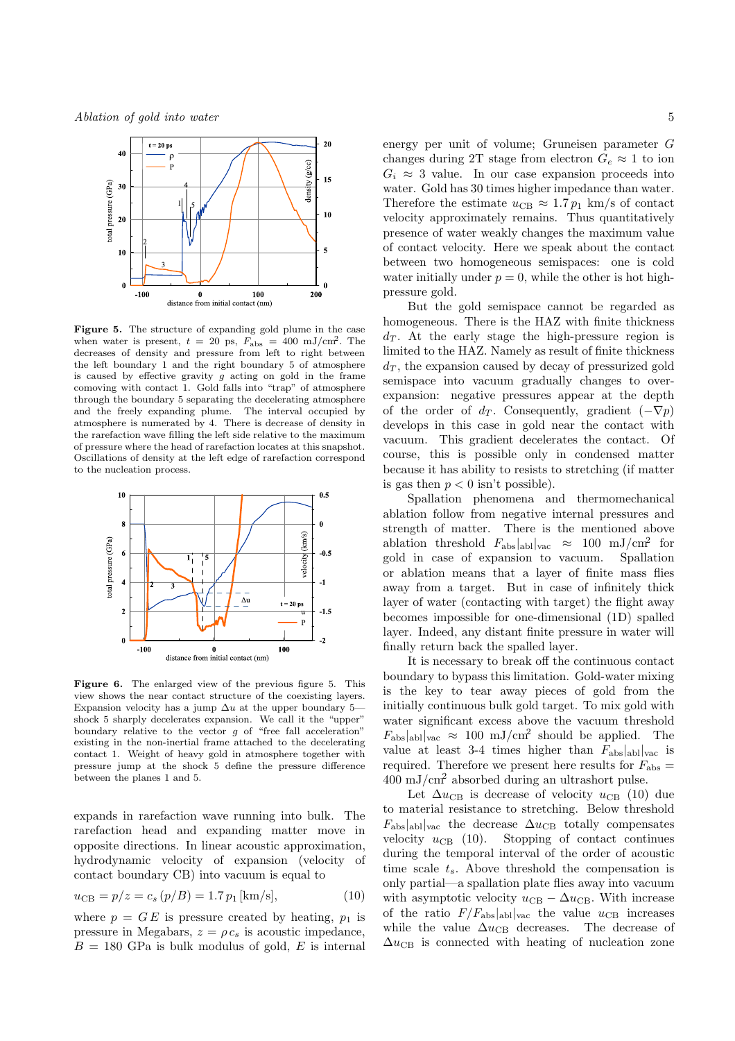**Figure 5.** The structure of expanding gold plume in the case when water is present, $t = 20$ ps, $F_{abs} = 400$ mJ/cm$^2$. The decreases of density and pressure from left to right between the left boundary 1 and the right boundary 5 of atmosphere is caused by effective gravity $g$ acting on gold in the frame comoving with contact 1. Gold falls into "trap" of atmosphere through the boundary 5 separating the decelerating atmosphere and the freely expanding plume. The interval occupied by atmosphere is numerated by 4. There is decrease of density in the rarefaction wave filling the left side relative to the maximum of pressure where the head of rarefaction locates at this snapshot. Oscillations of density at the left edge of rarefaction correspond to the nucleation process.

**Figure 6.** The enlarged view of the previous figure 5. This view shows the near contact structure of the coexisting layers. Expansion velocity has a jump $\Delta u$ at the upper boundary 5—shock 5 sharply decelerates expansion. We call it the "upper" boundary relative to the vector $g$ of "free fall acceleration" existing in the non-inertial frame attached to the decelerating contact 1. Weight of heavy gold in atmosphere together with pressure jump at the shock 5 define the pressure difference between the planes 1 and 5.

expands in rarefaction wave running into bulk. The rarefaction head and expanding matter move in opposite directions. In linear acoustic approximation, hydrodynamic velocity of expansion (velocity of contact boundary CB) into vacuum is equal to

$$u_{CB} = p/z = c_s\,(p/B) = 1.7\,p_1 \;[\text{km/s}], \qquad (10)$$

where $p = GE$ is pressure created by heating, $p_1$ is pressure in Megabars, $z = \rho\, c_s$ is acoustic impedance, $B = 180$ GPa is bulk modulus of gold, $E$ is internal energy per unit of volume; Gruneisen parameter $G$ changes during 2T stage from electron $G_e \approx 1$ to ion $G_i \approx 3$ value. In our case expansion proceeds into water. Gold has 30 times higher impedance than water. Therefore the estimate $u_{CB} \approx 1.7\,p_1$ km/s of contact velocity approximately remains. Thus quantitatively presence of water weakly changes the maximum value of contact velocity. Here we speak about the contact between two homogeneous semispaces: one is cold water initially under $p = 0$, while the other is hot high-pressure gold.

But the gold semispace cannot be regarded as homogeneous. There is the HAZ with finite thickness $d_T$. At the early stage the high-pressure region is limited to the HAZ. Namely as result of finite thickness $d_T$, the expansion caused by decay of pressurized gold semispace into vacuum gradually changes to over-expansion: negative pressures appear at the depth of the order of $d_T$. Consequently, gradient $(-\nabla p)$ develops in this case in gold near the contact with vacuum. This gradient decelerates the contact. Of course, this is possible only in condensed matter because it has ability to resists to stretching (if matter is gas then $p < 0$ isn't possible).

Spallation phenomena and thermomechanical ablation follow from negative internal pressures and strength of matter. There is the mentioned above ablation threshold $F_{abs}|_{abl}|_{vac} \approx 100$ mJ/cm$^2$ for gold in case of expansion to vacuum. Spallation or ablation means that a layer of finite mass flies away from a target. But in case of infinitely thick layer of water (contacting with target) the flight away becomes impossible for one-dimensional (1D) spalled layer. Indeed, any distant finite pressure in water will finally return back the spalled layer.

It is necessary to break off the continuous contact boundary to bypass this limitation. Gold-water mixing is the key to tear away pieces of gold from the initially continuous bulk gold target. To mix gold with water significant excess above the vacuum threshold $F_{abs}|_{abl}|_{vac} \approx 100$ mJ/cm$^2$ should be applied. The value at least 3-4 times higher than $F_{abs}|_{abl}|_{vac}$ is required. Therefore we present here results for $F_{abs} = 400$ mJ/cm$^2$ absorbed during an ultrashort pulse.

Let $\Delta u_{CB}$ is decrease of velocity $u_{CB}$ (10) due to material resistance to stretching. Below threshold $F_{abs}|_{abl}|_{vac}$ the decrease $\Delta u_{CB}$ totally compensates velocity $u_{CB}$ (10). Stopping of contact continues during the temporal interval of the order of acoustic time scale $t_s$. Above threshold the compensation is only partial—a spallation plate flies away into vacuum with asymptotic velocity $u_{CB} - \Delta u_{CB}$. With increase of the ratio $F/F_{abs}|_{abl}|_{vac}$ the value $u_{CB}$ increases while the value $\Delta u_{CB}$ decreases. The decrease of $\Delta u_{CB}$ is connected with heating of nucleation zone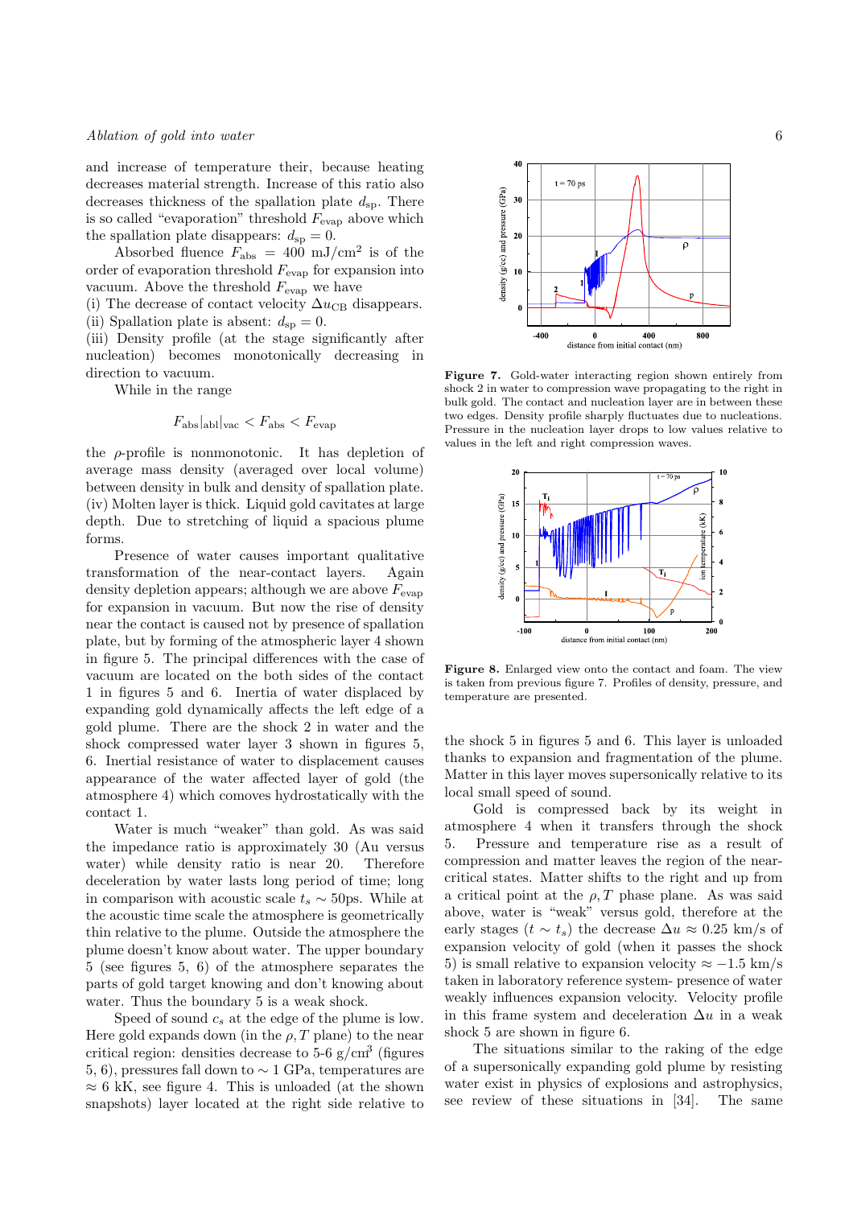and increase of temperature their, because heating decreases material strength. Increase of this ratio also decreases thickness of the spallation plate $d_{\rm sp}$. There is so called "evaporation" threshold $F_{\rm evap}$ above which the spallation plate disappears: $d_{\rm sp} = 0$.

Absorbed fluence $F_{\rm abs} = 400$ mJ/cm$^2$ is of the order of evaporation threshold $F_{\rm evap}$ for expansion into vacuum. Above the threshold $F_{\rm evap}$ we have
(i) The decrease of contact velocity $\Delta u_{\rm CB}$ disappears.
(ii) Spallation plate is absent: $d_{\rm sp} = 0$.
(iii) Density profile (at the stage significantly after nucleation) becomes monotonically decreasing in direction to vacuum.

While in the range

$$F_{\rm abs}|_{\rm abl|vac} < F_{\rm abs} < F_{\rm evap}$$

the $\rho$-profile is nonmonotonic. It has depletion of average mass density (averaged over local volume) between density in bulk and density of spallation plate.
(iv) Molten layer is thick. Liquid gold cavitates at large depth. Due to stretching of liquid a spacious plume forms.

Presence of water causes important qualitative transformation of the near-contact layers. Again density depletion appears; although we are above $F_{\rm evap}$ for expansion in vacuum. But now the rise of density near the contact is caused not by presence of spallation plate, but by forming of the atmospheric layer 4 shown in figure 5. The principal differences with the case of vacuum are located on the both sides of the contact 1 in figures 5 and 6. Inertia of water displaced by expanding gold dynamically affects the left edge of a gold plume. There are the shock 2 in water and the shock compressed water layer 3 shown in figures 5, 6. Inertial resistance of water to displacement causes appearance of the water affected layer of gold (the atmosphere 4) which comoves hydrostatically with the contact 1.

Water is much "weaker" than gold. As was said the impedance ratio is approximately 30 (Au versus water) while density ratio is near 20. Therefore deceleration by water lasts long period of time; long in comparison with acoustic scale $t_s \sim 50$ps. While at the acoustic time scale the atmosphere is geometrically thin relative to the plume. Outside the atmosphere the plume doesn't know about water. The upper boundary 5 (see figures 5, 6) of the atmosphere separates the parts of gold target knowing and don't knowing about water. Thus the boundary 5 is a weak shock.

Speed of sound $c_s$ at the edge of the plume is low. Here gold expands down (in the $\rho, T$ plane) to the near critical region: densities decrease to 5-6 g/cm$^3$ (figures 5, 6), pressures fall down to $\sim 1$ GPa, temperatures are $\approx 6$ kK, see figure 4. This is unloaded (at the shown snapshots) layer located at the right side relative to the shock 5 in figures 5 and 6. This layer is unloaded thanks to expansion and fragmentation of the plume. Matter in this layer moves supersonically relative to its local small speed of sound.

**Figure 7.** Gold-water interacting region shown entirely from shock 2 in water to compression wave propagating to the right in bulk gold. The contact and nucleation layer are in between these two edges. Density profile sharply fluctuates due to nucleations. Pressure in the nucleation layer drops to low values relative to values in the left and right compression waves.

**Figure 8.** Enlarged view onto the contact and foam. The view is taken from previous figure 7. Profiles of density, pressure, and temperature are presented.

Gold is compressed back by its weight in atmosphere 4 when it transfers through the shock 5. Pressure and temperature rise as a result of compression and matter leaves the region of the near-critical states. Matter shifts to the right and up from a critical point at the $\rho, T$ phase plane. As was said above, water is "weak" versus gold, therefore at the early stages ($t \sim t_s$) the decrease $\Delta u \approx 0.25$ km/s of expansion velocity of gold (when it passes the shock 5) is small relative to expansion velocity $\approx -1.5$ km/s taken in laboratory reference system- presence of water weakly influences expansion velocity. Velocity profile in this frame system and deceleration $\Delta u$ in a weak shock 5 are shown in figure 6.

The situations similar to the raking of the edge of a supersonically expanding gold plume by resisting water exist in physics of explosions and astrophysics, see review of these situations in [34]. The same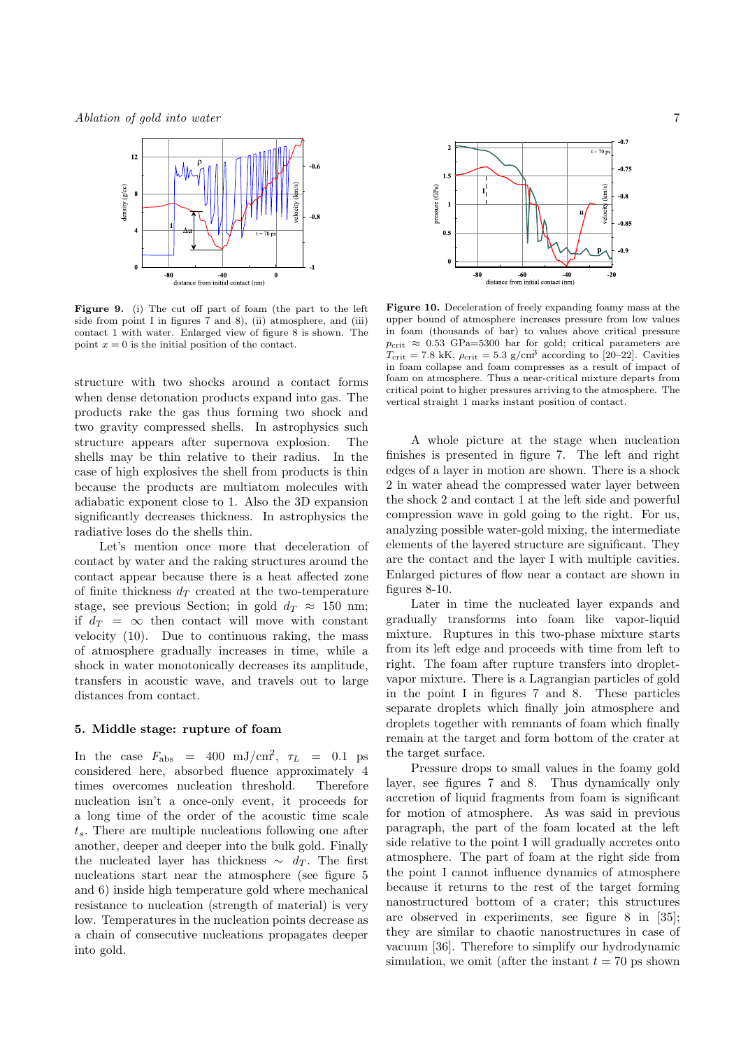**Figure 9.** (i) The cut off part of foam (the part to the left side from point I in figures 7 and 8), (ii) atmosphere, and (iii) contact 1 with water. Enlarged view of figure 8 is shown. The point $x = 0$ is the initial position of the contact.

**Figure 10.** Deceleration of freely expanding foamy mass at the upper bound of atmosphere increases pressure from low values in foam (thousands of bar) to values above critical pressure $p_{\rm crit} \approx 0.53$ GPa=5300 bar for gold; critical parameters are $T_{\rm crit} = 7.8$ kK, $\rho_{\rm crit} = 5.3$ g/cm$^3$ according to [20–22]. Cavities in foam collapse and foam compresses as a result of impact of foam on atmosphere. Thus a near-critical mixture departs from critical point to higher pressures arriving to the atmosphere. The vertical straight 1 marks instant position of contact.

structure with two shocks around a contact forms when dense detonation products expand into gas. The products rake the gas thus forming two shock and two gravity compressed shells. In astrophysics such structure appears after supernova explosion. The shells may be thin relative to their radius. In the case of high explosives the shell from products is thin because the products are multiatom molecules with adiabatic exponent close to 1. Also the 3D expansion significantly decreases thickness. In astrophysics the radiative loses do the shells thin.

Let's mention once more that deceleration of contact by water and the raking structures around the contact appear because there is a heat affected zone of finite thickness $d_T$ created at the two-temperature stage, see previous Section; in gold $d_T \approx 150$ nm; if $d_T = \infty$ then contact will move with constant velocity (10). Due to continuous raking, the mass of atmosphere gradually increases in time, while a shock in water monotonically decreases its amplitude, transfers in acoustic wave, and travels out to large distances from contact.

## 5. Middle stage: rupture of foam

In the case $F_{\rm abs} = 400$ mJ/cm$^2$, $\tau_L = 0.1$ ps considered here, absorbed fluence approximately 4 times overcomes nucleation threshold. Therefore nucleation isn't a once-only event, it proceeds for a long time of the order of the acoustic time scale $t_s$. There are multiple nucleations following one after another, deeper and deeper into the bulk gold. Finally the nucleated layer has thickness $\sim d_T$. The first nucleations start near the atmosphere (see figure 5 and 6) inside high temperature gold where mechanical resistance to nucleation (strength of material) is very low. Temperatures in the nucleation points decrease as a chain of consecutive nucleations propagates deeper into gold.

A whole picture at the stage when nucleation finishes is presented in figure 7. The left and right edges of a layer in motion are shown. There is a shock 2 in water ahead the compressed water layer between the shock 2 and contact 1 at the left side and powerful compression wave in gold going to the right. For us, analyzing possible water-gold mixing, the intermediate elements of the layered structure are significant. They are the contact and the layer I with multiple cavities. Enlarged pictures of flow near a contact are shown in figures 8-10.

Later in time the nucleated layer expands and gradually transforms into foam like vapor-liquid mixture. Ruptures in this two-phase mixture starts from its left edge and proceeds with time from left to right. The foam after rupture transfers into droplet-vapor mixture. There is a Lagrangian particles of gold in the point I in figures 7 and 8. These particles separate droplets which finally join atmosphere and droplets together with remnants of foam which finally remain at the target and form bottom of the crater at the target surface.

Pressure drops to small values in the foamy gold layer, see figures 7 and 8. Thus dynamically only accretion of liquid fragments from foam is significant for motion of atmosphere. As was said in previous paragraph, the part of the foam located at the left side relative to the point I will gradually accretes onto atmosphere. The part of foam at the right side from the point I cannot influence dynamics of atmosphere because it returns to the rest of the target forming nanostructured bottom of a crater; this structures are observed in experiments, see figure 8 in [35]; they are similar to chaotic nanostructures in case of vacuum [36]. Therefore to simplify our hydrodynamic simulation, we omit (after the instant $t = 70$ ps shown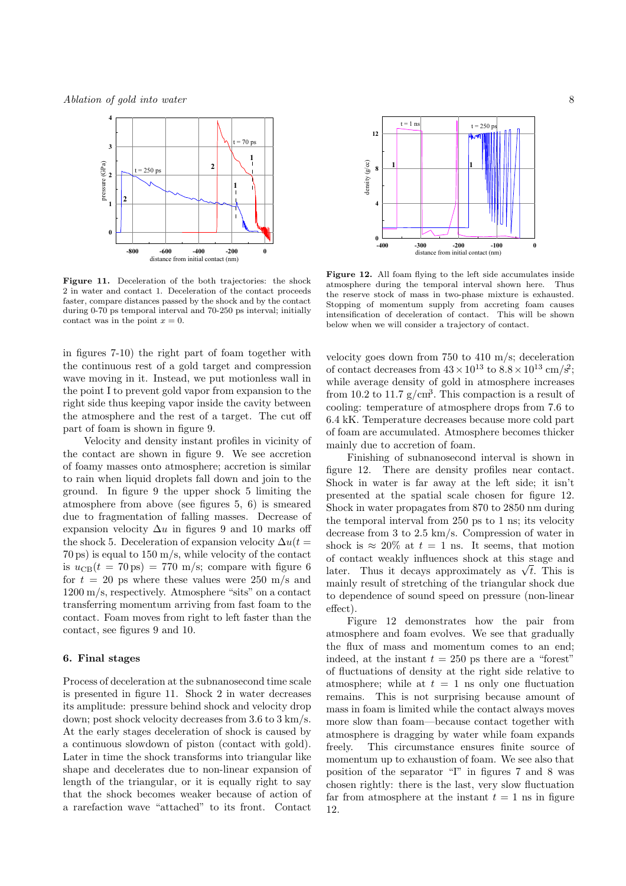**Figure 11.** Deceleration of the both trajectories: the shock 2 in water and contact 1. Deceleration of the contact proceeds faster, compare distances passed by the shock and by the contact during 0-70 ps temporal interval and 70-250 ps interval; initially contact was in the point $x = 0$.

**Figure 12.** All foam flying to the left side accumulates inside atmosphere during the temporal interval shown here. Thus the reserve stock of mass in two-phase mixture is exhausted. Stopping of momentum supply from accreting foam causes intensification of deceleration of contact. This will be shown below when we will consider a trajectory of contact.

in figures 7-10) the right part of foam together with the continuous rest of a gold target and compression wave moving in it. Instead, we put motionless wall in the point I to prevent gold vapor from expansion to the right side thus keeping vapor inside the cavity between the atmosphere and the rest of a target. The cut off part of foam is shown in figure 9.

Velocity and density instant profiles in vicinity of the contact are shown in figure 9. We see accretion of foamy masses onto atmosphere; accretion is similar to rain when liquid droplets fall down and join to the ground. In figure 9 the upper shock 5 limiting the atmosphere from above (see figures 5, 6) is smeared due to fragmentation of falling masses. Decrease of expansion velocity $\Delta u$ in figures 9 and 10 marks off the shock 5. Deceleration of expansion velocity $\Delta u(t = 70\,\text{ps})$ is equal to 150 m/s, while velocity of the contact is $u_{\text{CB}}(t = 70\,\text{ps}) = 770$ m/s; compare with figure 6 for $t = 20$ ps where these values were 250 m/s and 1200 m/s, respectively. Atmosphere "sits" on a contact transferring momentum arriving from fast foam to the contact. Foam moves from right to left faster than the contact, see figures 9 and 10.

## 6. Final stages

Process of deceleration at the subnanosecond time scale is presented in figure 11. Shock 2 in water decreases its amplitude: pressure behind shock and velocity drop down; post shock velocity decreases from 3.6 to 3 km/s. At the early stages deceleration of shock is caused by a continuous slowdown of piston (contact with gold). Later in time the shock transforms into triangular like shape and decelerates due to non-linear expansion of length of the triangular, or it is equally right to say that the shock becomes weaker because of action of a rarefaction wave "attached" to its front. Contact velocity goes down from 750 to 410 m/s; deceleration of contact decreases from $43 \times 10^{13}$ to $8.8 \times 10^{13}$ cm/s$^2$; while average density of gold in atmosphere increases from 10.2 to 11.7 g/cm$^3$. This compaction is a result of cooling: temperature of atmosphere drops from 7.6 to 6.4 kK. Temperature decreases because more cold part of foam are accumulated. Atmosphere becomes thicker mainly due to accretion of foam.

Finishing of subnanosecond interval is shown in figure 12. There are density profiles near contact. Shock in water is far away at the left side; it isn't presented at the spatial scale chosen for figure 12. Shock in water propagates from 870 to 2850 nm during the temporal interval from 250 ps to 1 ns; its velocity decrease from 3 to 2.5 km/s. Compression of water in shock is $\approx 20\%$ at $t = 1$ ns. It seems, that motion of contact weakly influences shock at this stage and later. Thus it decays approximately as $\sqrt{t}$. This is mainly result of stretching of the triangular shock due to dependence of sound speed on pressure (non-linear effect).

Figure 12 demonstrates how the pair from atmosphere and foam evolves. We see that gradually the flux of mass and momentum comes to an end; indeed, at the instant $t = 250$ ps there are a "forest" of fluctuations of density at the right side relative to atmosphere; while at $t = 1$ ns only one fluctuation remains. This is not surprising because amount of mass in foam is limited while the contact always moves more slow than foam—because contact together with atmosphere is dragging by water while foam expands freely. This circumstance ensures finite source of momentum up to exhaustion of foam. We see also that position of the separator "I" in figures 7 and 8 was chosen rightly: there is the last, very slow fluctuation far from atmosphere at the instant $t = 1$ ns in figure 12.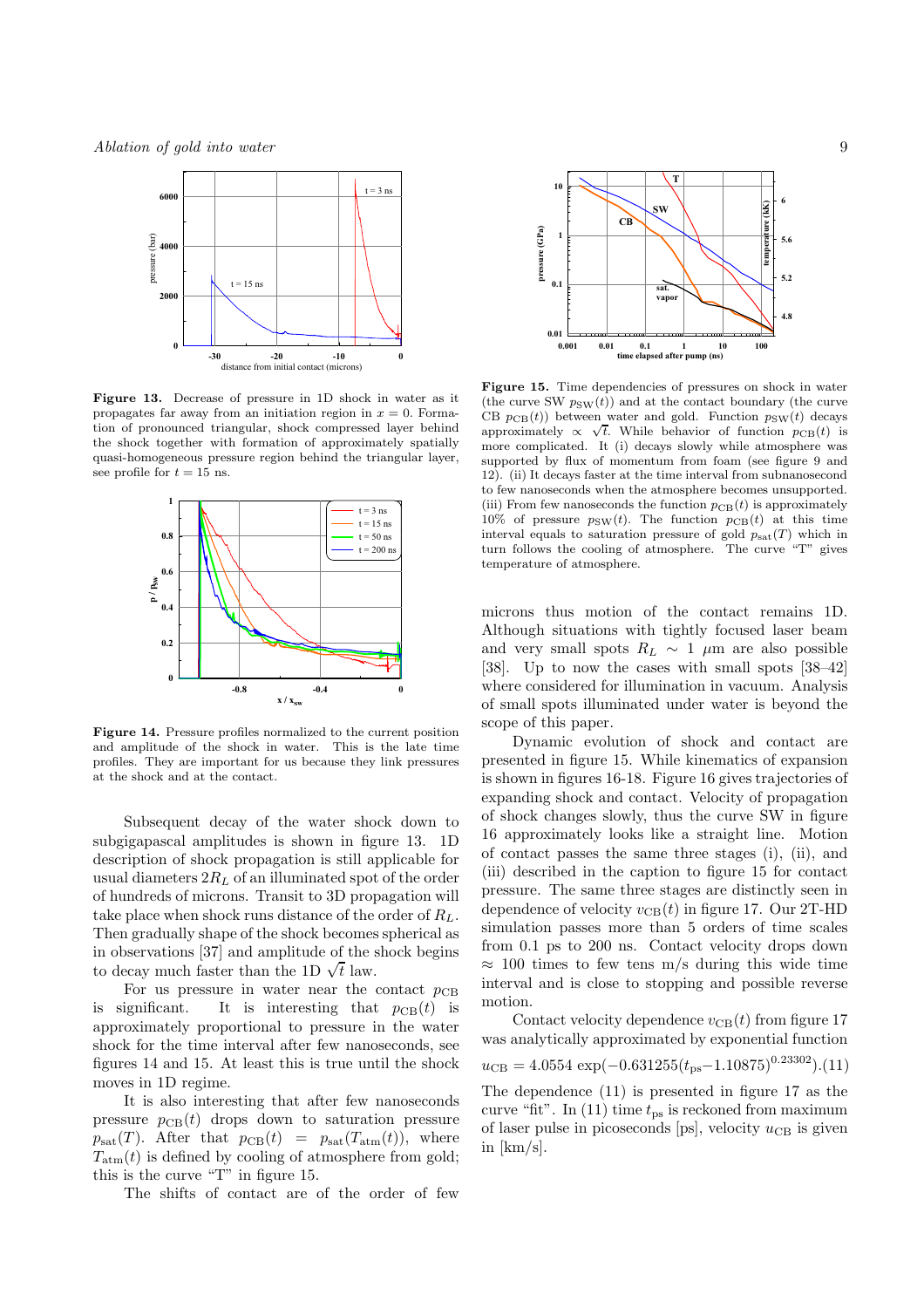**Figure 13.** Decrease of pressure in 1D shock in water as it propagates far away from an initiation region in $x = 0$. Formation of pronounced triangular, shock compressed layer behind the shock together with formation of approximately spatially quasi-homogeneous pressure region behind the triangular layer, see profile for $t = 15$ ns.

**Figure 14.** Pressure profiles normalized to the current position and amplitude of the shock in water. This is the late time profiles. They are important for us because they link pressures at the shock and at the contact.

Subsequent decay of the water shock down to subgigapascal amplitudes is shown in figure 13. 1D description of shock propagation is still applicable for usual diameters $2R_L$ of an illuminated spot of the order of hundreds of microns. Transit to 3D propagation will take place when shock runs distance of the order of $R_L$. Then gradually shape of the shock becomes spherical as in observations [37] and amplitude of the shock begins to decay much faster than the 1D $\sqrt{t}$ law.

For us pressure in water near the contact $p_{\rm CB}$ is significant. It is interesting that $p_{\rm CB}(t)$ is approximately proportional to pressure in the water shock for the time interval after few nanoseconds, see figures 14 and 15. At least this is true until the shock moves in 1D regime.

It is also interesting that after few nanoseconds pressure $p_{\rm CB}(t)$ drops down to saturation pressure $p_{\rm sat}(T)$. After that $p_{\rm CB}(t) = p_{\rm sat}(T_{\rm atm}(t))$, where $T_{\rm atm}(t)$ is defined by cooling of atmosphere from gold; this is the curve "T" in figure 15.

The shifts of contact are of the order of few microns thus motion of the contact remains 1D. Although situations with tightly focused laser beam and very small spots $R_L \sim 1$ $\mu$m are also possible [38]. Up to now the cases with small spots [38–42] where considered for illumination in vacuum. Analysis of small spots illuminated under water is beyond the scope of this paper.

**Figure 15.** Time dependencies of pressures on shock in water (the curve SW $p_{\rm SW}(t)$) and at the contact boundary (the curve CB $p_{\rm CB}(t)$) between water and gold. Function $p_{\rm SW}(t)$ decays approximately $\propto \sqrt{t}$. While behavior of function $p_{\rm CB}(t)$ is more complicated. It (i) decays slowly while atmosphere was supported by flux of momentum from foam (see figure 9 and 12). (ii) It decays faster at the time interval from subnanosecond to few nanoseconds when the atmosphere becomes unsupported. (iii) From few nanoseconds the function $p_{\rm CB}(t)$ is approximately 10% of pressure $p_{\rm SW}(t)$. The function $p_{\rm CB}(t)$ at this time interval equals to saturation pressure of gold $p_{\rm sat}(T)$ which in turn follows the cooling of atmosphere. The curve "T" gives temperature of atmosphere.

Dynamic evolution of shock and contact are presented in figure 15. While kinematics of expansion is shown in figures 16-18. Figure 16 gives trajectories of expanding shock and contact. Velocity of propagation of shock changes slowly, thus the curve SW in figure 16 approximately looks like a straight line. Motion of contact passes the same three stages (i), (ii), and (iii) described in the caption to figure 15 for contact pressure. The same three stages are distinctly seen in dependence of velocity $v_{\rm CB}(t)$ in figure 17. Our 2T-HD simulation passes more than 5 orders of time scales from 0.1 ps to 200 ns. Contact velocity drops down $\approx 100$ times to few tens m/s during this wide time interval and is close to stopping and possible reverse motion.

Contact velocity dependence $v_{\rm CB}(t)$ from figure 17 was analytically approximated by exponential function

$$u_{\rm CB} = 4.0554 \exp(-0.631255(t_{\rm ps}-1.10875)^{0.23302}). \quad (11)$$

The dependence (11) is presented in figure 17 as the curve "fit". In (11) time $t_{\rm ps}$ is reckoned from maximum of laser pulse in picoseconds [ps], velocity $u_{\rm CB}$ is given in [km/s].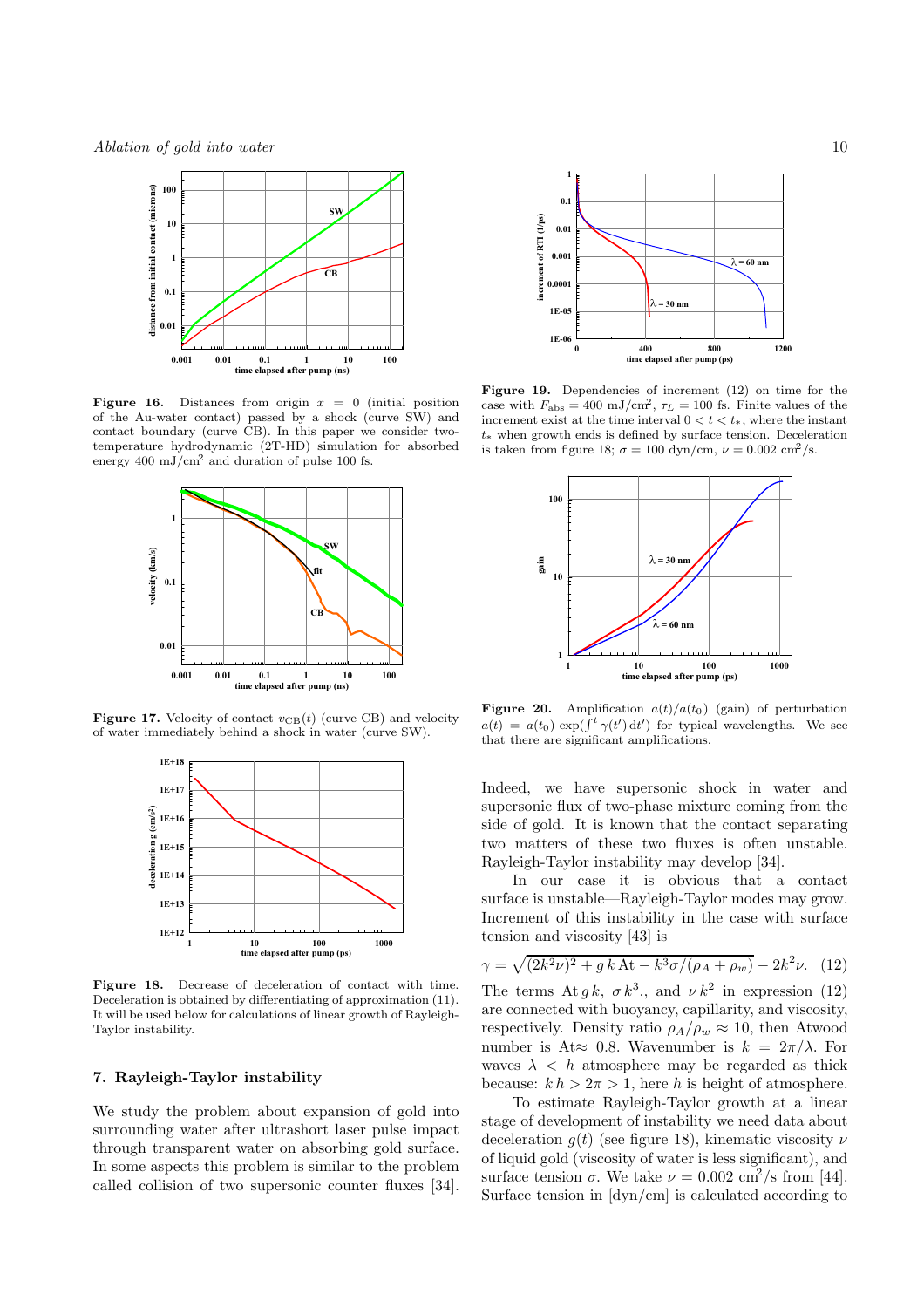**Figure 16.** Distances from origin $x = 0$ (initial position of the Au-water contact) passed by a shock (curve SW) and contact boundary (curve CB). In this paper we consider two-temperature hydrodynamic (2T-HD) simulation for absorbed energy 400 mJ/cm$^2$ and duration of pulse 100 fs.

**Figure 17.** Velocity of contact $v_{\rm CB}(t)$ (curve CB) and velocity of water immediately behind a shock in water (curve SW).

**Figure 18.** Decrease of deceleration of contact with time. Deceleration is obtained by differentiating of approximation (11). It will be used below for calculations of linear growth of Rayleigh-Taylor instability.

## 7. Rayleigh-Taylor instability

We study the problem about expansion of gold into surrounding water after ultrashort laser pulse impact through transparent water on absorbing gold surface. In some aspects this problem is similar to the problem called collision of two supersonic counter fluxes [34].

**Figure 19.** Dependencies of increment (12) on time for the case with $F_{\rm abs} = 400$ mJ/cm$^2$, $\tau_L = 100$ fs. Finite values of the increment exist at the time interval $0 < t < t_*$, where the instant $t_*$ when growth ends is defined by surface tension. Deceleration is taken from figure 18; $\sigma = 100$ dyn/cm, $\nu = 0.002$ cm$^2$/s.

**Figure 20.** Amplification $a(t)/a(t_0)$ (gain) of perturbation $a(t) = a(t_0) \exp(\int^t \gamma(t')\,dt')$ for typical wavelengths. We see that there are significant amplifications.

Indeed, we have supersonic shock in water and supersonic flux of two-phase mixture coming from the side of gold. It is known that the contact separating two matters of these two fluxes is often unstable. Rayleigh-Taylor instability may develop [34].

In our case it is obvious that a contact surface is unstable—Rayleigh-Taylor modes may grow. Increment of this instability in the case with surface tension and viscosity [43] is

$$\gamma = \sqrt{(2k^2\nu)^2 + g\,k\,{\rm At} - k^3\sigma/(\rho_A + \rho_w)} - 2k^2\nu. \quad (12)$$

The terms ${\rm At}\,g\,k$, $\sigma\,k^3$., and $\nu\,k^2$ in expression (12) are connected with buoyancy, capillarity, and viscosity, respectively. Density ratio $\rho_A/\rho_w \approx 10$, then Atwood number is At$\approx$ 0.8. Wavenumber is $k = 2\pi/\lambda$. For waves $\lambda < h$ atmosphere may be regarded as thick because: $k\,h > 2\pi > 1$, here $h$ is height of atmosphere.

To estimate Rayleigh-Taylor growth at a linear stage of development of instability we need data about deceleration $g(t)$ (see figure 18), kinematic viscosity $\nu$ of liquid gold (viscosity of water is less significant), and surface tension $\sigma$. We take $\nu = 0.002$ cm$^2$/s from [44]. Surface tension in [dyn/cm] is calculated according to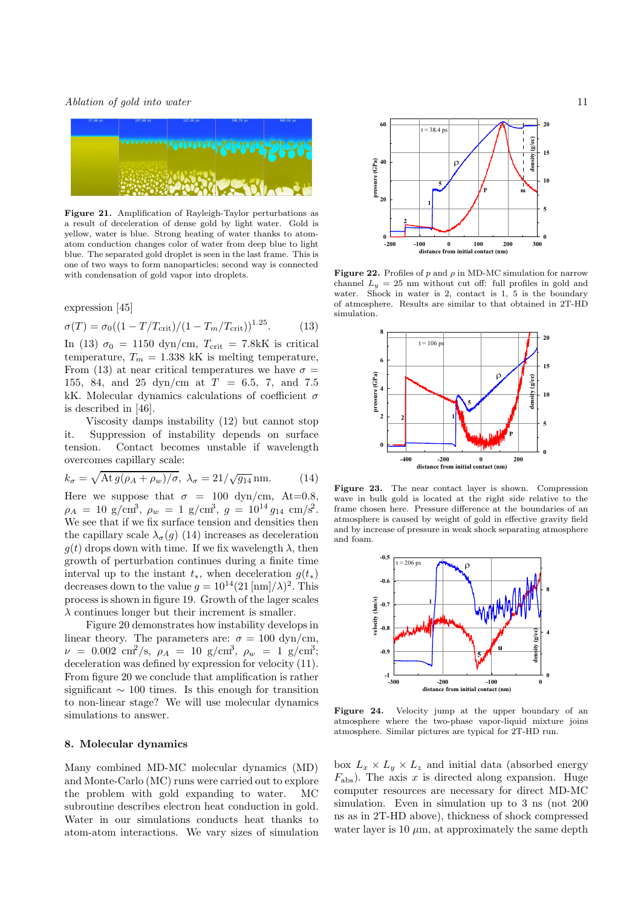**Figure 21.** Amplification of Rayleigh-Taylor perturbations as a result of deceleration of dense gold by light water. Gold is yellow, water is blue. Strong heating of water thanks to atom-atom conduction changes color of water from deep blue to light blue. The separated gold droplet is seen in the last frame. This is one of two ways to form nanoparticles; second way is connected with condensation of gold vapor into droplets.

expression [45]

$$\sigma(T) = \sigma_0((1 - T/T_{\rm crit})/(1 - T_m/T_{\rm crit}))^{1.25}. \qquad (13)$$

In (13) $\sigma_0 = 1150$ dyn/cm, $T_{\rm crit} = 7.8$kK is critical temperature, $T_m = 1.338$ kK is melting temperature, From (13) at near critical temperatures we have $\sigma = 155$, 84, and 25 dyn/cm at $T = 6.5$, 7, and 7.5 kK. Molecular dynamics calculations of coefficient $\sigma$ is described in [46].

Viscosity damps instability (12) but cannot stop it. Suppression of instability depends on surface tension. Contact becomes unstable if wavelength overcomes capillary scale:

$$k_\sigma = \sqrt{{\rm At}\, g(\rho_A + \rho_w)/\sigma}, \; \lambda_\sigma = 21/\sqrt{g_{14}}\,{\rm nm}. \qquad (14)$$

Here we suppose that $\sigma = 100$ dyn/cm, At=0.8, $\rho_A = 10$ g/cm$^3$, $\rho_w = 1$ g/cm$^3$, $g = 10^{14} g_{14}$ cm/s$^2$. We see that if we fix surface tension and densities then the capillary scale $\lambda_\sigma(g)$ (14) increases as deceleration $g(t)$ drops down with time. If we fix wavelength $\lambda$, then growth of perturbation continues during a finite time interval up to the instant $t_*$, when deceleration $g(t_*)$ decreases down to the value $g = 10^{14}(21\,[{\rm nm}]/\lambda)^2$. This process is shown in figure 19. Growth of the lager scales $\lambda$ continues longer but their increment is smaller.

Figure 20 demonstrates how instability develops in linear theory. The parameters are: $\sigma = 100$ dyn/cm, $\nu = 0.002$ cm$^2$/s, $\rho_A = 10$ g/cm$^3$, $\rho_w = 1$ g/cm$^3$; deceleration was defined by expression for velocity (11). From figure 20 we conclude that amplification is rather significant $\sim 100$ times. Is this enough for transition to non-linear stage? We will use molecular dynamics simulations to answer.

## 8. Molecular dynamics

Many combined MD-MC molecular dynamics (MD) and Monte-Carlo (MC) runs were carried out to explore the problem with gold expanding to water. MC subroutine describes electron heat conduction in gold. Water in our simulations conducts heat thanks to atom-atom interactions. We vary sizes of simulation box $L_x \times L_y \times L_z$ and initial data (absorbed energy $F_{\rm abs}$). The axis $x$ is directed along expansion. Huge computer resources are necessary for direct MD-MC simulation. Even in simulation up to 3 ns (not 200 ns as in 2T-HD above), thickness of shock compressed water layer is 10 $\mu$m, at approximately the same depth

**Figure 22.** Profiles of $p$ and $\rho$ in MD-MC simulation for narrow channel $L_y = 25$ nm without cut off: full profiles in gold and water. Shock in water is 2, contact is 1, 5 is the boundary of atmosphere. Results are similar to that obtained in 2T-HD simulation.

**Figure 23.** The near contact layer is shown. Compression wave in bulk gold is located at the right side relative to the frame chosen here. Pressure difference at the boundaries of an atmosphere is caused by weight of gold in effective gravity field and by increase of pressure in weak shock separating atmosphere and foam.

**Figure 24.** Velocity jump at the upper boundary of an atmosphere where the two-phase vapor-liquid mixture joins atmosphere. Similar pictures are typical for 2T-HD run.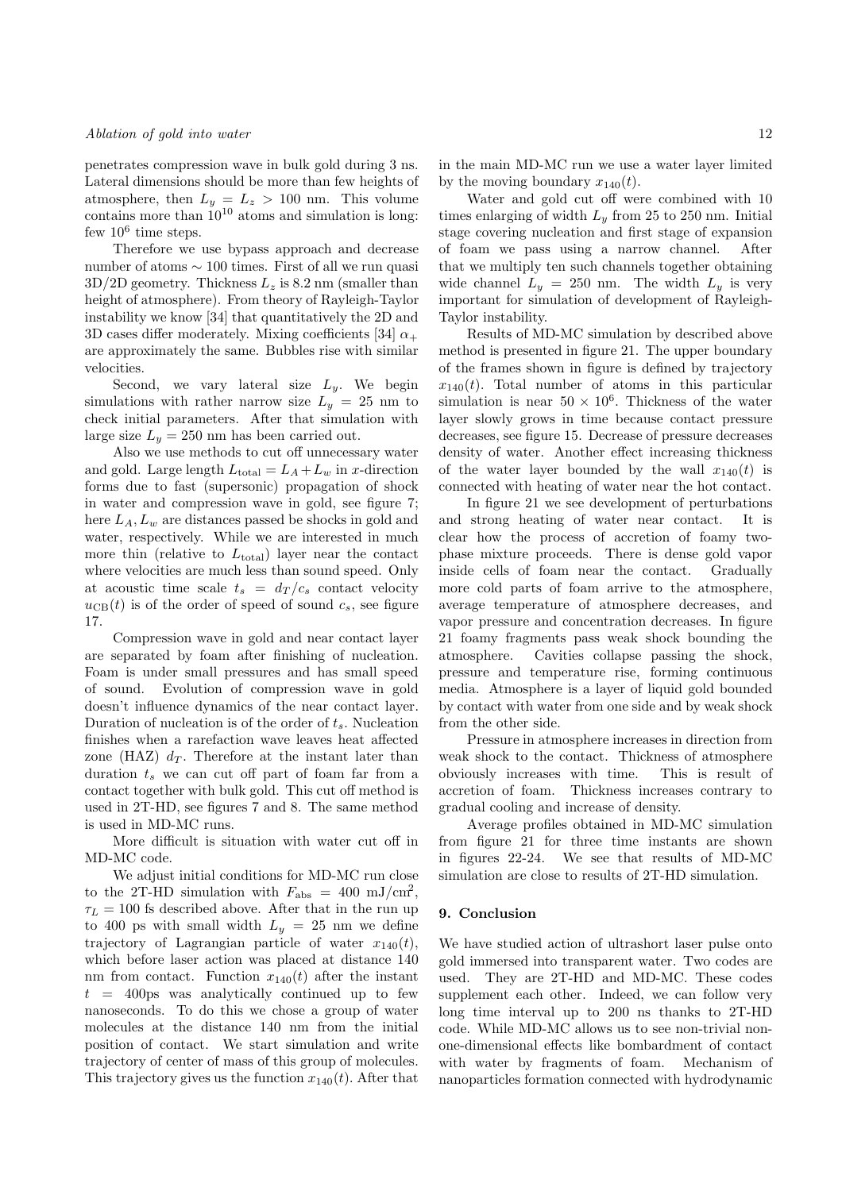penetrates compression wave in bulk gold during 3 ns. Lateral dimensions should be more than few heights of atmosphere, then $L_y = L_z > 100$ nm. This volume contains more than $10^{10}$ atoms and simulation is long: few $10^6$ time steps.

Therefore we use bypass approach and decrease number of atoms $\sim 100$ times. First of all we run quasi 3D/2D geometry. Thickness $L_z$ is 8.2 nm (smaller than height of atmosphere). From theory of Rayleigh-Taylor instability we know [34] that quantitatively the 2D and 3D cases differ moderately. Mixing coefficients [34] $\alpha_+$ are approximately the same. Bubbles rise with similar velocities.

Second, we vary lateral size $L_y$. We begin simulations with rather narrow size $L_y = 25$ nm to check initial parameters. After that simulation with large size $L_y = 250$ nm has been carried out.

Also we use methods to cut off unnecessary water and gold. Large length $L_{\rm total} = L_A + L_w$ in $x$-direction forms due to fast (supersonic) propagation of shock in water and compression wave in gold, see figure 7; here $L_A, L_w$ are distances passed be shocks in gold and water, respectively. While we are interested in much more thin (relative to $L_{\rm total}$) layer near the contact where velocities are much less than sound speed. Only at acoustic time scale $t_s = d_T/c_s$ contact velocity $u_{\rm CB}(t)$ is of the order of speed of sound $c_s$, see figure 17.

Compression wave in gold and near contact layer are separated by foam after finishing of nucleation. Foam is under small pressures and has small speed of sound. Evolution of compression wave in gold doesn't influence dynamics of the near contact layer. Duration of nucleation is of the order of $t_s$. Nucleation finishes when a rarefaction wave leaves heat affected zone (HAZ) $d_T$. Therefore at the instant later than duration $t_s$ we can cut off part of foam far from a contact together with bulk gold. This cut off method is used in 2T-HD, see figures 7 and 8. The same method is used in MD-MC runs.

More difficult is situation with water cut off in MD-MC code.

We adjust initial conditions for MD-MC run close to the 2T-HD simulation with $F_{\rm abs} = 400$ mJ/cm$^2$, $\tau_L = 100$ fs described above. After that in the run up to 400 ps with small width $L_y = 25$ nm we define trajectory of Lagrangian particle of water $x_{140}(t)$, which before laser action was placed at distance 140 nm from contact. Function $x_{140}(t)$ after the instant $t = 400$ps was analytically continued up to few nanoseconds. To do this we chose a group of water molecules at the distance 140 nm from the initial position of contact. We start simulation and write trajectory of center of mass of this group of molecules. This trajectory gives us the function $x_{140}(t)$. After that in the main MD-MC run we use a water layer limited by the moving boundary $x_{140}(t)$.

Water and gold cut off were combined with 10 times enlarging of width $L_y$ from 25 to 250 nm. Initial stage covering nucleation and first stage of expansion of foam we pass using a narrow channel. After that we multiply ten such channels together obtaining wide channel $L_y = 250$ nm. The width $L_y$ is very important for simulation of development of Rayleigh-Taylor instability.

Results of MD-MC simulation by described above method is presented in figure 21. The upper boundary of the frames shown in figure is defined by trajectory $x_{140}(t)$. Total number of atoms in this particular simulation is near $50 \times 10^6$. Thickness of the water layer slowly grows in time because contact pressure decreases, see figure 15. Decrease of pressure decreases density of water. Another effect increasing thickness of the water layer bounded by the wall $x_{140}(t)$ is connected with heating of water near the hot contact.

In figure 21 we see development of perturbations and strong heating of water near contact. It is clear how the process of accretion of foamy two-phase mixture proceeds. There is dense gold vapor inside cells of foam near the contact. Gradually more cold parts of foam arrive to the atmosphere, average temperature of atmosphere decreases, and vapor pressure and concentration decreases. In figure 21 foamy fragments pass weak shock bounding the atmosphere. Cavities collapse passing the shock, pressure and temperature rise, forming continuous media. Atmosphere is a layer of liquid gold bounded by contact with water from one side and by weak shock from the other side.

Pressure in atmosphere increases in direction from weak shock to the contact. Thickness of atmosphere obviously increases with time. This is result of accretion of foam. Thickness increases contrary to gradual cooling and increase of density.

Average profiles obtained in MD-MC simulation from figure 21 for three time instants are shown in figures 22-24. We see that results of MD-MC simulation are close to results of 2T-HD simulation.

## 9. Conclusion

We have studied action of ultrashort laser pulse onto gold immersed into transparent water. Two codes are used. They are 2T-HD and MD-MC. These codes supplement each other. Indeed, we can follow very long time interval up to 200 ns thanks to 2T-HD code. While MD-MC allows us to see non-trivial non-one-dimensional effects like bombardment of contact with water by fragments of foam. Mechanism of nanoparticles formation connected with hydrodynamic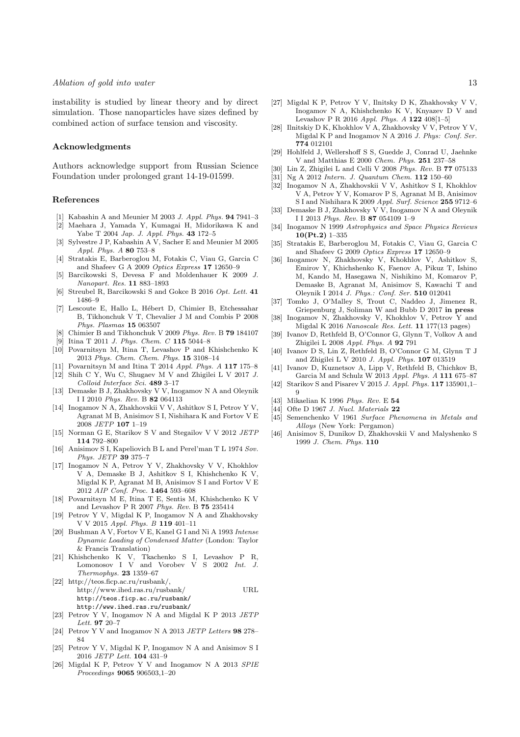instability is studied by linear theory and by direct simulation. Those nanoparticles have sizes defined by combined action of surface tension and viscosity.

## Acknowledgments

Authors acknowledge support from Russian Science Foundation under prolonged grant 14-19-01599.

## References

[1] Kabashin A and Meunier M 2003 *J. Appl. Phys.* **94** 7941–3

[2] Maehara J, Yamada Y, Kumagai H, Midorikawa K and Yabe T 2004 *Jap. J. Appl. Phys.* **43** 172–5

[3] Sylvestre J P, Kabashin A V, Sacher E and Meunier M 2005 *Appl. Phys. A* **80** 753–8

[4] Stratakis E, Barberoglou M, Fotakis C, Viau G, Garcia C and Shafeev G A 2009 *Optics Express* **17** 12650–9

[5] Barcikowski S, Devesa F and Moldenhauer K 2009 *J. Nanopart. Res.* **11** 883–1893

[6] Streubel R, Barcikowski S and Gokce B 2016 *Opt. Lett.* **41** 1486–9

[7] Lescoute E, Hallo L, Hébert D, Chimier B, Etchessahar B, Tikhonchuk V T, Chevalier J M and Combis P 2008 *Phys. Plasmas* **15** 063507

[8] Chimier B and Tikhonchuk V 2009 *Phys. Rev.* B **79** 184107

[9] Itina T 2011 *J. Phys. Chem. C* **115** 5044–8

[10] Povarnitsyn M, Itina T, Levashov P and Khishchenko K 2013 *Phys. Chem. Chem. Phys.* **15** 3108–14

[11] Povarnitsyn M and Itina T 2014 *Appl. Phys. A* **117** 175–8

[12] Shih C Y, Wu C, Shugaev M V and Zhigilei L V 2017 *J. Colloid Interface Sci.* **489** 3–17

[13] Demaske B J, Zhakhovsky V V, Inogamov N A and Oleynik I I 2010 *Phys. Rev.* B **82** 064113

[14] Inogamov N A, Zhakhovskii V V, Ashitkov S I, Petrov Y V, Agranat M B, Anisimov S I, Nishihara K and Fortov V E 2008 *JETP* **107** 1–19

[15] Norman G E, Starikov S V and Stegailov V V 2012 *JETP* **114** 792–800

[16] Anisimov S I, Kapeliovich B L and Perel'man T L 1974 *Sov. Phys. JETP* **39** 375–7

[17] Inogamov N A, Petrov Y V, Zhakhovsky V V, Khokhlov V A, Demaske B J, Ashitkov S I, Khishchenko K V, Migdal K P, Agranat M B, Anisimov S I and Fortov V E 2012 *AIP Conf. Proc.* **1464** 593–608

[18] Povarnitsyn M E, Itina T E, Sentis M, Khishchenko K V and Levashov P R 2007 *Phys. Rev.* B **75** 235414

[19] Petrov Y V, Migdal K P, Inogamov N A and Zhakhovsky V V 2015 *Appl. Phys. B* **119** 401–11

[20] Bushman A V, Fortov V E, Kanel G I and Ni A 1993 *Intense Dynamic Loading of Condensed Matter* (London: Taylor & Francis Translation)

[21] Khishchenko K V, Tkachenko S I, Levashov P R, Lomonosov I V and Vorobev V S 2002 *Int. J. Thermophys.* **23** 1359–67

[22] http://teos.ficp.ac.ru/rusbank/, http://www.ihed.ras.ru/rusbank/ URL `http://teos.ficp.ac.ru/rusbank/` `http://www.ihed.ras.ru/rusbank/`

[23] Petrov Y V, Inogamov N A and Migdal K P 2013 *JETP Lett.* **97** 20–7

[24] Petrov Y V and Inogamov N A 2013 *JETP Letters* **98** 278–84

[25] Petrov Y V, Migdal K P, Inogamov N A and Anisimov S I 2016 *JETP Lett.* **104** 431–9

[26] Migdal K P, Petrov Y V and Inogamov N A 2013 *SPIE Proceedings* **9065** 906503,1–20

[27] Migdal K P, Petrov Y V, Ilnitsky D K, Zhakhovsky V V, Inogamov N A, Khishchenko K V, Knyazev D V and Levashov P R 2016 *Appl. Phys. A* **122** 408[1–5]

[28] Ilnitskiy D K, Khokhlov V A, Zhakhovsky V V, Petrov Y V, Migdal K P and Inogamov N A 2016 *J. Phys: Conf. Ser.* **774** 012101

[29] Hohlfeld J, Wellershoff S S, Guedde J, Conrad U, Jaehnke V and Matthias E 2000 *Chem. Phys.* **251** 237–58

[30] Lin Z, Zhigilei L and Celli V 2008 *Phys. Rev.* B **77** 075133

[31] Ng A 2012 *Intern. J. Quantum Chem.* **112** 150–60

[32] Inogamov N A, Zhakhovskii V V, Ashitkov S I, Khokhlov V A, Petrov Y V, Komarov P S, Agranat M B, Anisimov S I and Nishihara K 2009 *Appl. Surf. Science* **255** 9712–6

[33] Demaske B J, Zhakhovsky V V, Inogamov N A and Oleynik I I 2013 *Phys. Rev.* B **87** 054109 1–9

[34] Inogamov N 1999 *Astrophysics and Space Physics Reviews* **10(Pt.2)** 1–335

[35] Stratakis E, Barberoglou M, Fotakis C, Viau G, Garcia C and Shafeev G 2009 *Optics Express* **17** 12650–9

[36] Inogamov N, Zhakhovsky V, Khokhlov V, Ashitkov S, Emirov Y, Khichshenko K, Faenov A, Pikuz T, Ishino M, Kando M, Hasegawa N, Nishikino M, Komarov P, Demaske B, Agranat M, Anisimov S, Kawachi T and Oleynik I 2014 *J. Phys.: Conf. Ser.* **510** 012041

[37] Tomko J, O'Malley S, Trout C, Naddeo J, Jimenez R, Griepenburg J, Soliman W and Bubb D 2017 **in press**

[38] Inogamov N, Zhakhovsky V, Khokhlov V, Petrov Y and Migdal K 2016 *Nanoscale Res. Lett.* **11** 177(13 pages)

[39] Ivanov D, Rethfeld B, O'Connor G, Glynn T, Volkov A and Zhigilei L 2008 *Appl. Phys. A* **92** 791

[40] Ivanov D S, Lin Z, Rethfeld B, O'Connor G M, Glynn T J and Zhigilei L V 2010 *J. Appl. Phys.* **107** 013519

[41] Ivanov D, Kuznetsov A, Lipp V, Rethfeld B, Chichkov B, Garcia M and Schulz W 2013 *Appl. Phys. A* **111** 675–87

[42] Starikov S and Pisarev V 2015 *J. Appl. Phys.* **117** 135901,1–9

[43] Mikaelian K 1996 *Phys. Rev.* E **54**

[44] Ofte D 1967 *J. Nucl. Materials* **22**

[45] Semenchenko V 1961 *Surface Phenomena in Metals and Alloys* (New York: Pergamon)

[46] Anisimov S, Dunikov D, Zhakhovskii V and Malyshenko S 1999 *J. Chem. Phys.* **110**